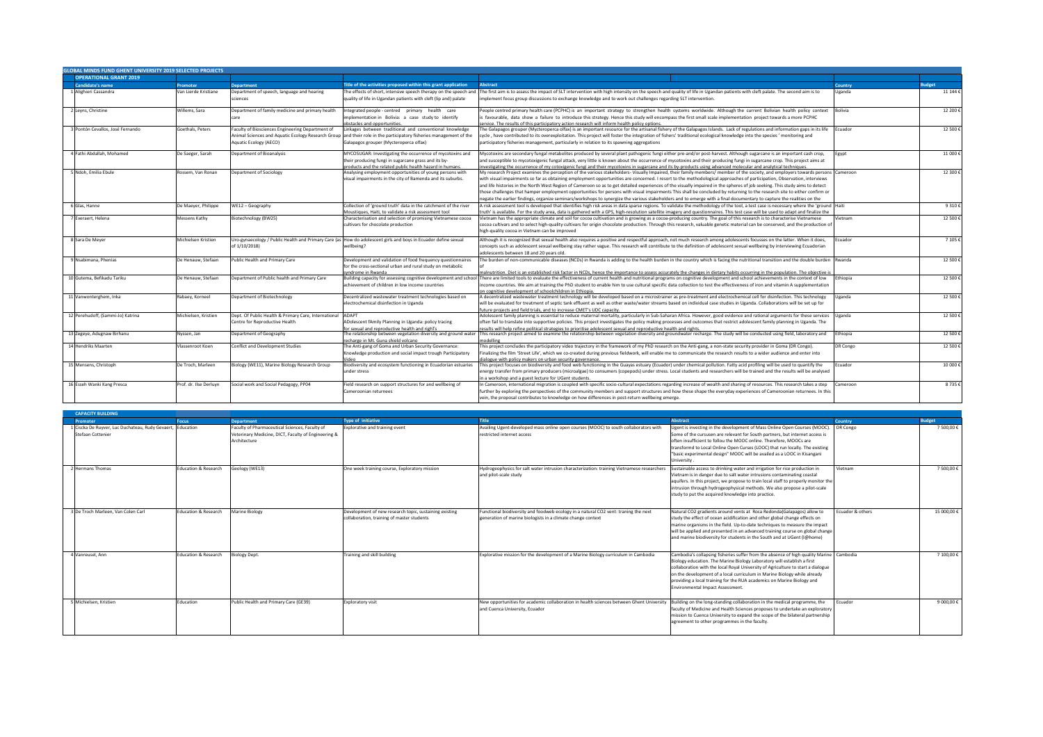## GLOBAL MINDS FUND GHENT UNIVERSITY 2019 SELECTED PROJECTS

### OPERATIONAL GRANT 2019

| | Candidate's name | Promotor | Department | Title of the activities proposed within this grant application | Abstract | Country | Budget |
|---|---|---|---|---|---|---|---|
| 1 | Alighieri Cassandra | Van Lierde Kristiane | Department of speech, language and hearing sciences | The effects of short, intensive speech therapy on the speech and quality of life in Ugandan patients with cleft (lip and) palate | The first aim is to assess the impact of SLT intervention with high intensity on the speech and quality of life in Ugandan patients with cleft palate. The second aim is to implement focus group discussions to exchange knowledge and to work out challenges regarding SLT intervention. | Uganda | 11 144 € |
| 2 | Leyns, Christine | Willems, Sara | Department of family medicine and primary health care | Integrated people - centred primary health care implementation in Bolivia: a case study to identify obstacles and opportunities. | People centred primary health care (PCPHC) is an important strategy to strengthen health systems worldwide. Although the current Bolivian health policy context is favourable, data show a failure to introduce this strategy. Hence this study will encompass the first small scale implementation project towards a more PCPHC service. The results of this participatory action research will inform health policy options. | Bolivia | 12 200 € |
| 3 | Pontón Cevallos, José Fernando | Goethals, Peters | Faculty of Biosciences Engineering Department of Animal Sciences and Aquatic Ecology Research Group Aquatic Ecology (AECO) | Linkages between traditional and conventional knowledge and their role in the participatory fisheries management of the Galapagos grouper (Mycteroperca olfax) | The Galapagos grouper (Mycteroperca olfax) is an important resource for the artisanal fishery of the Galapagos Islands. Lack of regulations and information gaps in its life cycle , have contributed to its overexploitation. This project will foster the integration of fishers' traditional ecological knowledge into the species ' monitoring and participatory fisheries management, particularly in relation to its spawning aggregations | Ecuador | 12 500 € |
| 4 | Fathi Abdallah, Mohamed | De Saeger, Sarah | Department of Bioanalysis | MYCOSUGAR: Investigating the occurrence of mycotoxins and their producing fungi in sugarcane grass and its by-products and the related public health hazard in humans. | Mycotoxins are secondary fungal metabolites produced by several plant pathogenic fungi either pre-and/or post-harvest. Although sugarcane is an important cash crop, and susceptible to mycotoxigenic fungal attack, very little is known about the occurrence of mycotoxins and their producing fungi in sugarcane crop. This project aims at investigating the occurrence of my cotoxigenic fungi and their mycotoxins in sugarcane and its by-products using advanced molecular and analytical techniques. | Egypt | 11 000 € |
| 5 | Ndoh, Emilia Ebule | Rossem, Van Ronan | Department of Sociology | Analysing employment opportunities of young persons with visual impairments in the city of Bamenda and its suburbs. | My research Project examines the perception of the various stakeholders- Visually Impaired, their family members/ member of the society, and employers towards persons with visual impairments so far as obtaining employment opportunities are concerned. I resort to the methodological approaches of participation, Observation, interviews and life histories in the North West Region of Cameroon so as to get detailed experiences of the visually impaired in the spheres of job seeking. This study aims to detect those challenges that hamper employment opportunities for persons with visual impairments This shall be concluded by returning to the research site to either confirm or negate the earlier findings, organize seminars/workshops to synergize the various stakeholders and to emerge with a final documentary to capture the realities on the | Cameroon | 12 300 € |
| 6 | Glas, Hanne | De Maeyer, Philippe | WE12 – Geography | Collection of 'ground truth' data in the catchment of the river Moustiques, Haiti, to validate a risk assessment tool | A risk assessment tool is developed that identifies high risk areas in data sparse regions. To validate the methodology of the tool, a test case is necessary where the 'ground truth' is available. For the study area, data is gathered with a GPS, high-resolution satellite imagery and questionnaires. This test case will be used to adapt and finalize the | Haiti | 9 310 € |
| 7 | Everaert, Helena | Messens Kathy | Biotechnology (BW25) | Characterisation and selection of promising Vietnamese cocoa cultivars for chocolate production | Vietnam has the appropriate climate and soil for cocoa cultivation and is growing as a cocoa-producing country. The goal of this research is to characterise Vietnamese cocoa cultivars and to select high-quality cultivars for origin chocolate production. Through this research, valuable genetic material can be conserved, and the production of high-quality cocoa in Vietnam can be improved | Vietnam | 12 500 € |
| 8 | Sara De Meyer | Michielsen Kristien | Uro-gynaecology / Public Health and Primary Care (as of 1/10/2018) | How do adolescent girls and boys in Ecuador define sexual wellbeing? | Although it is recognized that sexual health also requires a positive and respectful approach, not much research among adolescents focusses on the latter. When it does, concepts such as adolescent sexual wellbeing stay rather vague. This research will contribute to the definition of adolescent sexual wellbeing by interviewing Ecuadorian adolescents between 18 and 20 years old. | Ecuador | 7 105 € |
| 9 | Nsabimana, Phenias | De Henauw, Stefaan | Public Health and Primary Care | Development and validation of food frequency questionnaires for the cross-sectional urban and rural study on metabolic syndrome in Rwanda | The burden of non-communicable diseases (NCDs) in Rwanda is adding to the health burden in the country which is facing the nutritional transition and the double burden of malnutrition. Diet is an established risk factor in NCDs, hence the importance to assess accurately the changes in dietary habits occurring in the population. The objective is | Rwanda | 12 500 € |
| 10 | Gutema, Befikadu Tariku | De Henauw, Stefaan | Department of Public health and Primary Care | Building capacity for assessing cognitive development and school achievement of children in low income countries | There are limited tools to evaluate the effectiveness of current health and nutritional programs on cognitive development and school achievements in the context of low income countries. We aim at training the PhD student to enable him to use cultural specific data collection to test the effectiveness of iron and vitamin A supplementation on cognitive development of schoolchildren in Ethiopia. | Ethiopia | 12 500 € |
| 11 | Vanwonterghem, Inka | Rabaey, Korneel | Department of Biotechnology | Decentralized wastewater treatment technologies based on electrochemical disinfection in Uganda | A decentralized wastewater treatment technology will be developed based on a microstrainer as pre-treatment and electrochemical cell for disinfection. This technology will be evaluated for treatment of septic tank effluent as well as other waste/water streams based on individual case studies in Uganda. Collaborations will be set up for future projects and field trials, and to increase CMET's UDC capacity. | Uganda | 12 500 € |
| 12 | Perehudoff, (Sammi-Jo) Katrina | Michielsen, Kristien | Dept. Of Public Health & Primary Care, International Centre for Reproductive Health | ADAPT ADolescent FAmily Planning in Uganda: policy tracing for sexual and reproductive health and righTs | Adolescent family planning is essential to reduce maternal mortality, particularly in Sub-Saharan Africa. However, good evidence and rational arguments for these services often fail to translate into supportive policies. This project investigates the policy making processes and outcomes that restrict adolescent family planning in Uganda. The results will help refine political strategies to prioritise adolescent sexual and reproductive health and rights. | Uganda | 12 500 € |
| 13 | Zegeye, Adugnaw Birhanu | Nyssen, Jan | Department of Geography | The relationship between vegetation diversity and ground water recharge in Mt. Guna shield volcano | This research project aimed to examine the relationship between vegetation diversity and groundwater recharge. The study will be conducted using field, laboratory and modelling | Ethiopia | 12 500 € |
| 14 | Hendriks Maarten | Vlassenroot Koen | Conflict and Development Studies | The Anti-gang of Goma and Urban Security Governance: Knowledge production and social impact trough Participatory Video | This project concludes the participatory video trajectory in the framework of my PhD research on the Anti-gang, a non-state security provider in Goma (DR Congo). Finalizing the film 'Street Life', which we co-created during previous fieldwork, will enable me to communicate the research results to a wider audience and enter into dialogue with policy makers on urban security governance. | DR Congo | 12 500 € |
| 15 | Mensens, Christoph | De Troch, Marleen | Biology (WE11), Marine Biology Research Group | Biodiversity and ecosystem functioning in Ecuadorian estuaries under stress | This project focuses on biodiversity and food web functioning in the Guayas estuary (Ecuador) under chemical pollution. Fatty acid profiling will be used to quantify the energy transfer from primary producers (microalgae) to consumers (copepods) under stress. Local students and researchers will be trained and the results will be analysed in a workshop and a guest lecture for UGent students. | Ecuador | 10 000 € |
| 16 | Esseh Wanki Kang Presca | Prof. dr. Ilse Derluyn | Social work and Social Pedagogy, PP04 | Field research on support structures for and wellbeing of Cameroonian returnees | In Cameroon, international migration is coupled with specific socio-cultural expectations regarding increase of wealth and sharing of resources. This research takes a step further by exploring the perspectives of the community members and support structures and how these shape the everyday experiences of Cameroonian returnees. In this vein, the proposal contributes to knowledge on how differences in post-return wellbeing emerge. | Cameroon | 8 735 € |

### CAPACITY BUILDING

| | Promotor | Focus | Department | Type of initiative | Title | Abstract | Country | Budget |
|---|---|---|---|---|---|---|---|---|
| 1 | Ciscka De Ruyver, Luc Duchateau, Rudy Gevaert, Stefaan Cottenier | Education | Faculty of Pharmaceutical Sciences, Faculty of Veterinary Medicine, DICT, Faculty of Engineering & Architecture | Explorative and training event | Availing Ugent-developed mass online open courses (MOOC) to south collaborators with restricted internet access | Ugent is investing in the development of Mass Online Open Courses (MOOC). Some of the cursusen are relevant for South partners, but internet access is often insufficient to follow the MOOC online. Therefore, MOOCs are transformed to Local Online Open Curses (LOOC) that run locally. The existing "basic experimental design" MOOC will be availed as a LOOC in Kisangani University . | DR Congo | 7 500,00 € |
| 2 | Hermans Thomas | Education & Research | Geology (WE13) | One week training course, Exploratory mission | Hydrogeophysics for salt water intrusion characterization: training Vietnamese researchers and pilot-scale study | Sustainable access to drinking water and irrigation for rice production in Vietnam is in danger due to salt water intrusions contaminating coastal aquifers. In this project, we propose to train local staff to properly monitor the intrusion through hydrogeophysical methods. We also propose a pilot-scale study to put the acquired knowledge into practice. | Vietnam | 7 500,00 € |
| 3 | De Troch Marleen, Van Colen Carl | Education & Research | Marine Biology | Development of new research topic, sustaining existing collaboration, training of master students | Functional biodiversity and foodweb ecology in a natural CO2 vent: traning the next generation of marine biologists in a climate change context | Natural CO2 gradients around vents at Roca Redonda(Galapagos) allow to study the effect of ocean acidification and other global change effects on marine organisms in the field. Up-to-date techniques to measure the impact will be applied and presented in an advanced training course on global change and marine biodiversity for students in the South and at UGent (I@home) | Ecuador & others | 15 000,00 € |
| 4 | Vanreusel, Ann | Education & Research | Biology Dept. | Training and skill building | Explorative mission for the development of a Marine Biology curriculum in Cambodia | Cambodia's collapsing fisheries suffer from the absence of high quality Marine Biology education. The Marine Biology Laboratory will establish a first collaboration with the local Royal University of Agriculture to start a dialogue on the development of a local curriculum in Marine Biology while already providing a local training for the RUA academics on Marine Biology and Environmental Impact Assessment. | Cambodia | 7 100,00 € |
| 5 | Michielsen, Kristien | Education | Public Health and Primary Care (GE39) | Exploratory visit | New opportunities for academic collaboration in health sciences between Ghent University and Cuenca University, Ecuador | Building on the long-standing collaboration in the medical programme, the faculty of Medicine and Health Sciences proposes to undertake an exploratory mission to Cuenca University to expand the scope of the bilateral partnership agreement to other programmes in the faculty. | Ecuador | 9 000,00 € |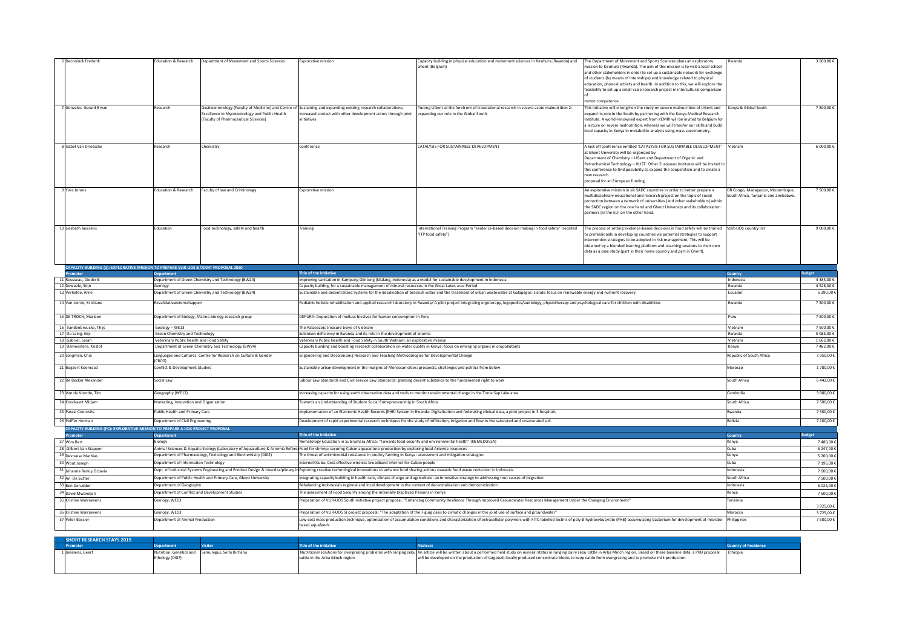| | Promoter | Category | Department | Type | Title of the initiative | Description | Country | Budget |
|---|---|---|---|---|---|---|---|---|
| 6 | Deconinck Frederik | Education & Research | Department of Movement and Sports Sciences | Explorative mission | Capacity building in physical education and movement sciences in Kiruhura (Rwanda) and Ghent (Belgium) | The Department of Movement and Sports Sciences plans an exploratory mission to Kiruhura (Rwanda). The aim of this mission is to visit a local school and other stakeholders in order to set up a sustainable network for exchange of students (by means of internships) and knowledge related to physical education, physical activity and health. In addition to this, we will explore the feasibility to set up a small-scale research project in intercultural comparison of motor competence. | Rwanda | 3 560,00 € |
| 7 | Gonzales, Gerard Bryan | Research | Gastroenterology (Faculty of Medicine) and Centre of Excellence in Mycotoxicology and Public Health (Faculty of Pharmaceutical Sciences) | Sustaining and expanding existing research collaborations; Increased contact with other development actors through joint initiatives | Putting UGent at the forefront of translational research in severe acute malnutrition 2: expanding our role in the Global South | This initiative will strengthen the study on severe malnutrition of UGent and expand its role in the South by partnering with the Kenya Medical Research Institute. A world-renowned expert from KEMRI will be invited to Belgium for a lecture on severe malnutrition, whereas we will transfer our skills and build local capacity in Kenya in metabolite analysis using mass spectrometry. | Kenya & Global South | 7 500,00 € |
| 8 | Isabel Van Driessche | Research | Chemistry | Conference | CATALYSIS FOR SUSTAINABLE DEVELOPMENT | A kick off conference entitled 'CATALYSIS FOR SUSTAINABLE DEVELOPMENT' at Ghent University will be organized by Department of Chemistry – UGent and Department of Organic and Petrochemical Technology – HUST. Other European institutes will be invited to this conference to find possibility to expand the cooperation and to create a new research proposal for an European funding. | Vietnam | 6 000,00 € |
| 9 | Yves Jorens | Education & Research | Faculty of law and Criminology | Explorative mission | | An explorative mission in six SADC countries in order to better prepare a multidisciplinary educational and research project on the topic of social protection between a network of universities (and other stakeholders) within the SADC region on the one hand and Ghent University and its collaboration partners (in the EU) on the other hand. | DR Congo, Madagascar, Mozambique, South Africa, Tanzania and Zimbabwe. | 7 500,00 € |
| 10 | Liesbeth Jacxsens | Education | Food technology, safety and health | Training | International Training Program "evidence-based decision making in food safety" (recalled "ITP food safety") | The process of setting evidence-based decisions in food safety will be trained to professionals in developing countries via potential strategies to support intervention strategies to be adopted in risk management. This will be obtained by a blended learning platform and coaching sessions to their own data as a case study (part in their home country and part in Ghent). | VLIR-UOS country list | 9 000,00 € |

**CAPACITY BUILDING (2): EXPLORATIVE MISSION TO PREPARE VLIR-UOS SI/JOINT PROPOSAL 2020**

| | Promoter | Department | Title of the initiative | Country | Budget |
|---|---|---|---|---|---|
| 11 | Rousseau, Diederik | Department of Green Chemistry and Technology (BW24) | Improving sanitation in Kampung Glintung (Malang, Indonesia) as a model for sustainable development in Indonesia | Indonesia | 4 383,00 € |
| 12 | Dewaele, Stijn | Geology | Capacity building for a sustainable management of mineral resources in the Great Lakes area Period | Rwanda | 4 528,00 € |
| 13 | Verliefde, Arne | Department of Green Chemistry and Technology (BW24) | Sustainable and decentralized systems for the desalination of brackish water and the treatment of urban wastewater at Galapagos Islands: focus on renewable energy and nutrient recovery | Ecuador | 5 290,00 € |
| 14 | Van Lierde, Kristiane | Revalidatiewetenschappen | Pediatric holistic rehabilitation and applied research laboratory in Rwanda/ A pilot project integrating ergoterapy, logopedics/audiology, physiotherapy and psychological care for children with disabilities | Rwanda | 7 500,00 € |
| 15 | DE TROCH, Marleen | Department of Biology, Marine biology research group | DEPURA: Depuration of mollusc bivalves for human consumption in Peru | Peru | 7 500,00 € |
| 16 | Vandenbroucke, Thijs | Geology – WE13 | The Palaeozoic treasure trove of Vietnam | Vietnam | 7 500,00 € |
| 17 | Du Laing, Gijs | Green Chemistry and Technology | Selenium deficiency in Rwanda and its role in the development of anemia | Rwanda | 5 085,00 € |
| 18 | Gabriël, Sarah | Veterinary Public Health and Food Safety | Veterinary Public Health and Food Safety in South Vietnam: an explorative mission | Vietnam | 1 662,00 € |
| 19 | Demeestere, Kristof | Department of Green Chemistry and Technology (BW24) | Capacity building and boosting research collaboration on water quality in Kenya: focus on emerging organic micropollutants | Kenya | 7 482,00 € |
| 20 | Longman, Chia | Languages and Cultures; Centre for Research on Culture & Gender (CRCG) | Engendering and Decolonizing Research and Teaching Methodologies for Developmental Change | Republic of South Africa | 7 050,00 € |
| 21 | Bogaert Koenraad | Conflict & Development Studies | Sustainable urban development in the margins of Moroccan cities: prospects, challenges and politics from below | Morocco | 1 780,00 € |
| 22 | De Becker Alexander | Social Law | Labour Law Standards and Civil Service Law Standards: granting decent substance to the fundamental right to work | South Africa | 6 442,00 € |
| 23 | Van de Voorde, Tim | Geography (WE12) | Increasing capacity for using earth observation data and tools to monitor environmental change in the Tonle Sap Lake area. | Cambodia | 3 980,00 € |
| 24 | Knockaert Mirjam | Marketing, Innovation and Organisation | Towards an Understanding of Student Social Entrepreneurship in South Africa | South Africa | 7 500,00 € |
| 25 | Pascal Coorevits | Public Health and Primary Care | Implementation of an Electronic Health Records (EHR) System in Rwanda: Digitalization and federating clinical data, a pilot project in 3 hospitals. | Rwanda | 7 500,00 € |
| 26 | Peiffer Herman | Department of Civil Engineering | Development of rapid experimental research techniques for the study of infiltration, irrigation and flow in the saturated and unsaturated soil. | Bolivia | 7 100,00 € |

**CAPACITY BUILDING (PC): EXPLORATIVE MISSION TO PREPARE A UDC PROJECT PROPOSAL**

| | Promoter | Department | Title of the initiative | Country | Budget |
|---|---|---|---|---|---|
| 27 | Wim Bert | Biology | Nematology Education in Sub-Sahara Africa: "Towards food security and environmental health" (NEMEDUSSA) | Kenya | 7 480,00 € |
| 28 | Gilbert Van Stappen | Animal Sciences & Aquatic Ecology (Laboratory of Aquaculture & Artemia Reference | Food for shrimp: securing Cuban aquaculture production by exploring local Artemia resources | Cuba | 6 247,00 € |
| 29 | Devreese Mathias | Department of Pharmacology, Toxicology and Biochemistry (DI02) | The threat of antimicrobial resistance in poultry farming in Kenya: assessment and mitigation strategies | Kenya | 5 200,00 € |
| 30 | Wout Joseph | Department of Information Technology | Internet4Cuba: Cost-effective wireless broadband internet for Cuban people | Cuba | 7 196,00 € |
| 31 | Johanna Renny Octavia | Dept. of Industrial Systems Engineering and Product Design & Interdisciplinary in | Exploring creative technological innovations to enhance food sharing actions towards food waste reduction in Indonesia | Indonesia | 7 000,00 € |
| 32 | An De Sutter | Department of Public Health and Primary Care, Ghent University | Integrating capacity building in health care, climate change and agriculture: an innovative strategy to addressing root causes of migration | South Africa | 7 500,00 € |
| 33 | Ben Derudder | Department of Geography | Rebalancing Indonesia's regional and local development in the context of decentralization and democratization | Indonesia | 6 025,00 € |
| 34 | David Mwambari | Department of Conflict and Development Studies | The assessment of Food Security among the Internally Displaced Persons in Kenya | Kenya | 7 500,00 € |
| 35 | Kristine Walraevens | Geology, WE13 | Preparation of VLIR-UOS South Initiative project proposal: "Enhancing Community Resilience Through Improved Groundwater Resources Management Under the Changing Environment" | Tanzania | 3 925,00 € |
| 36 | Kristine Walraevens | Geology, WE13 | Preparation of VLIR-UOS SI project proposal: "The adaptation of the Figuig oasis to climatic changes in the joint use of surface and groundwater" | Morocco | 3 725,00 € |
| 37 | Peter Bossier | Department of Animal Production | Low-cost mass production technique, optimization of accumulation conditions and characterization of extracellular polymers with FITC-labelled lectins of poly-β-hydroxybutyrate (PHB)-accumulating bacterium for development of microbe-based aquafeeds | Philippines | 7 500,00 € |

**SHORT RESEARCH STAYS 2019**

| | Promoter | Department | Visitor | Title of the initiative | Abstract | Country of Residence |
|---|---|---|---|---|---|---|
| 1 | Janssens, Geert | Nutrition, Genetics and Ethology (DI07) | Semunigus, Seifu Birhanu | Nutritional solutions for overgrazing problems with ranging zebu cattle in the Arba Minch region | An article will be written about a performed field study on mineral status in ranging dairy zebu cattle in Arba Minch region. Based on these baseline data, a PhD proposal will be developed on the production of targeted, locally produced concentrate blocks to keep cattle from overgrazing and to promote milk production. | Ethiopia |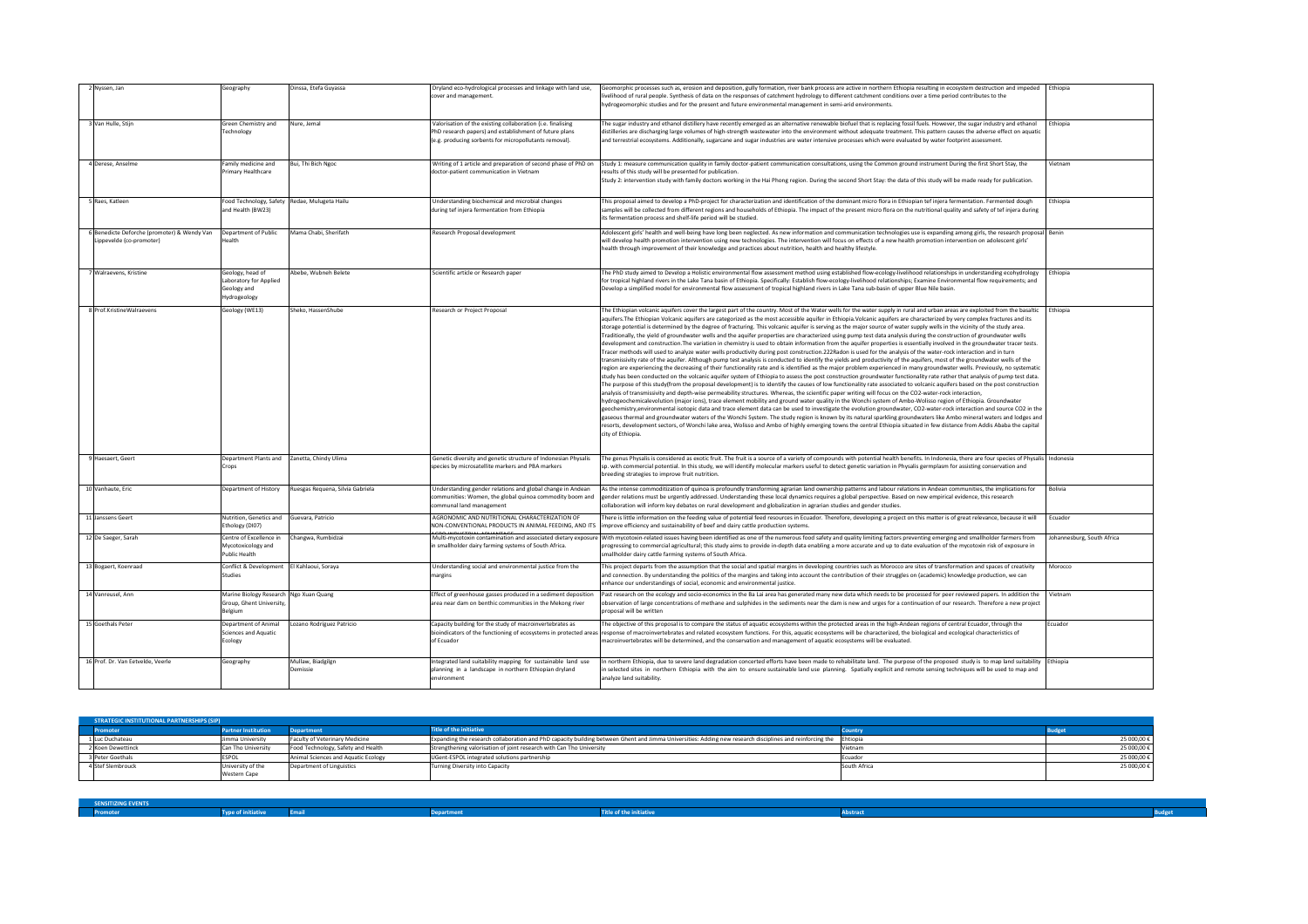| | | | | | |
|---|---|---|---|---|---|
| 2 Nyssen, Jan | Geography | Dinssa, Etefa Guyassa | Dryland eco-hydrological processes and linkage with land use, cover and management. | Geomorphic processes such as, erosion and deposition, gully formation, river bank process are active in northern Ethiopia resulting in ecosystem destruction and impeded livelihood of rural people. Synthesis of data on the responses of catchment hydrology to different catchment conditions over a time period contributes to the hydrogeomorphic studies and for the present and future environmental management in semi-arid environments. | Ethiopia |
| 3 Van Hulle, Stijn | Green Chemistry and Technology | Nure, Jemal | Valorisation of the existing collaboration (i.e. finalising PhD research papers) and establishment of future plans (e.g. producing sorbents for micropollutants removal). | The sugar industry and ethanol distillery have recently emerged as an alternative renewable biofuel that is replacing fossil fuels. However, the sugar industry and ethanol distilleries are discharging large volumes of high-strength wastewater into the environment without adequate treatment. This pattern causes the adverse effect on aquatic and terrestrial ecosystems. Additionally, sugarcane and sugar industries are water intensive processes which were evaluated by water footprint assessment. | Ethiopia |
| 4 Derese, Anselme | Family medicine and Primary Healthcare | Bui, Thi Bich Ngoc | Writing of 1 article and preparation of second phase of PhD on doctor-patient communication in Vietnam | Study 1: measure communication quality in family doctor-patient communication consultations, using the Common ground instrument During the first Short Stay, the results of this study will be presented for publication.<br>Study 2: intervention study with family doctors working in the Hai Phong region. During the second Short Stay: the data of this study will be made ready for publication. | Vietnam |
| 5 Raes, Katleen | Food Technology, Safety and Health (BW23) | Redae, Mulugeta Hailu | Understanding biochemical and microbial changes during tef injera fermentation from Ethiopia | This proposal aimed to develop a PhD-project for characterization and identification of the dominant micro flora in Ethiopian tef injera fermentation. Fermented dough samples will be collected from different regions and households of Ethiopia. The impact of the present micro flora on the nutritional quality and safety of tef injera during its fermentation process and shelf-life period will be studied. | Ethiopia |
| 6 Benedicte Deforche (promoter) & Wendy Van Lippevelde (co-promoter) | Department of Public Health | Mama Chabi, Sherifath | Research Proposal development | Adolescent girls' health and well-being have long been neglected. As new information and communication technologies use is expanding among girls, the research proposal will develop health promotion intervention using new technologies. The intervention will focus on effects of a new health promotion intervention on adolescent girls' health through improvement of their knowledge and practices about nutrition, health and healthy lifestyle. | Benin |
| 7 Walraevens, Kristine | Geology, head of Laboratory for Applied Geology and Hydrogeology | Abebe, Wubneh Belete | Scientific article or Research paper | The PhD study aimed to Develop a Holistic environmental flow assessment method using established flow-ecology-livelihood relationships in understanding ecohydrology for tropical highland rivers in the Lake Tana basin of Ethiopia. Specifically: Establish flow-ecology-livelihood relationships; Examine Environmental flow requirements; and Develop a simplified model for environmental flow assessment of tropical highland rivers in Lake Tana sub-basin of upper Blue Nile basin. | Ethiopia |
| 8 Prof.KristineWalraevens | Geology (WE13) | Sheko, HassenShube | Research or Project Proposal | The Ethiopian volcanic aquifers cover the largest part of the country. Most of the Water wells for the water supply in rural and urban areas are exploited from the basaltic aquifers.The Ethiopian Volcanic aquifers are categorized as the most accessible aquifer in Ethiopia.Volcanic aquifers are characterized by very complex fractures and its storage potential is determined by the degree of fracturing. This volcanic aquifer is serving as the major source of water supply wells in the vicinity of the study area. Traditionally, the yield of groundwater wells and the aquifer properties are characterized using pump test data analysis during the construction of groundwater wells development and construction.The variation in chemistry is used to obtain information from the aquifer properties is essentially involved in the groundwater tracer tests. Tracer methods will used to analyze water wells productivity during post construction.222Radon is used for the analysis of the water-rock interaction and in turn transmissivity rate of the aquifer. Although pump test analysis is conducted to identify the yields and productivity of the aquifers, most of the groundwater wells of the region are experiencing the decreasing of their functionality rate and is identified as the major problem experienced in many groundwater wells. Previously, no systematic study has been conducted on the volcanic aquifer system of Ethiopia to assess the post construction groundwater functionality rate rather that analysis of pump test data. The purpose of this study(from the proposal development) is to identify the causes of low functionality rate associated to volcanic aquifers based on the post construction analysis of transmissivity and depth-wise permeability structures. Whereas, the scientific paper writing will focus on the CO2-water-rock interaction, hydrogeochemicalevolution (major ions), trace element mobility and ground water quality in the Wonchi system of Ambo-Wolisso region of Ethiopia. Groundwater geochemistry,environmental isotopic data and trace element data can be used to investigate the evolution groundwater, CO2-water-rock interaction and source CO2 in the gaseous thermal and groundwater waters of the Wonchi System. The study region is known by its natural sparkling groundwaters like Ambo mineral waters and lodges and resorts, development sectors, of Wonchi lake area, Wolisso and Ambo of highly emerging towns the central Ethiopia situated in few distance from Addis Ababa the capital city of Ethiopia. | Ethiopia |
| 9 Haesaert, Geert | Department Plants and Crops | Zanetta, Chindy Ulima | Genetic diversity and genetic structure of Indonesian Physalis species by microsatellite markers and PBA markers | The genus Physalis is considered as exotic fruit. The fruit is a source of a variety of compounds with potential health benefits. In Indonesia, there are four species of Physalis sp. with commercial potential. In this study, we will identify molecular markers useful to detect genetic variation in Physalis germplasm for assisting conservation and breeding strategies to improve fruit nutrition. | Indonesia |
| 10 Vanhaute, Eric | Department of History | Ruesgas Requena, Silvia Gabriela | Understanding gender relations and global change in Andean communities: Women, the global quinoa commodity boom and communal land management | As the intense commoditization of quinoa is profoundly transforming agrarian land ownership patterns and labour relations in Andean communities, the implications for gender relations must be urgently addressed. Understanding these local dynamics requires a global perspective. Based on new empirical evidence, this research collaboration will inform key debates on rural development and globalization in agrarian studies and gender studies. | Bolivia |
| 11 Janssens Geert | Nutrition, Genetics and Ethology (DI07) | Guevara, Patricio | AGRONOMIC AND NUTRITIONAL CHARACTERIZATION OF NON-CONVENTIONAL PRODUCTS IN ANIMAL FEEDING, AND ITS | There is little information on the feeding value of potential feed resources in Ecuador. Therefore, developing a project on this matter is of great relevance, because it will improve efficiency and sustainability of beef and dairy cattle production systems. | Ecuador |
| 12 De Saeger, Sarah | Centre of Excellence in Mycotoxicology and Public Health | Changwa, Rumbidzai | Multi-mycotoxin contamination and associated dietary exposure in smallholder dairy farming systems of South Africa. | With mycotoxin-related issues having been identified as one of the numerous food safety and quality limiting factors preventing emerging and smallholder farmers from progressing to commercial agricultural; this study aims to provide in-depth data enabling a more accurate and up to date evaluation of the mycotoxin risk of exposure in smallholder dairy cattle farming systems of South Africa. | Johannesburg, South Africa |
| 13 Bogaert, Koenraad | Conflict & Development Studies | El Kahlaoui, Soraya | Understanding social and environmental justice from the margins | This project departs from the assumption that the social and spatial margins in developing countries such as Morocco are sites of transformation and spaces of creativity and connection. By understanding the politics of the margins and taking into account the contribution of their struggles on (academic) knowledge production, we can enhance our understandings of social, economic and environmental justice. | Morocco |
| 14 Vanreusel, Ann | Marine Biology Research Group, Ghent University, Belgium | Ngo Xuan Quang | Effect of greenhouse gasses produced in a sediment deposition area near dam on benthic communities in the Mekong river | Past research on the ecology and socio-economics in the Ba Lai area has generated many new data which needs to be processed for peer reviewed papers. In addition the observation of large concentrations of methane and sulphides in the sediments near the dam is new and urges for a continuation of our research. Therefore a new project proposal will be written | Vietnam |
| 15 Goethals Peter | Department of Animal Sciences and Aquatic Ecology | Lozano Rodríguez Patricio | Capacity building for the study of macroinvertebrates as bioindicators of the functioning of ecosystems in protected areas of Ecuador | The objective of this proposal is to compare the status of aquatic ecosystems within the protected areas in the high-Andean regions of central Ecuador, through the response of macroinvertebrates and related ecosystem functions. For this, aquatic ecosystems will be characterized, the biological and ecological characteristics of macroinvertebrates will be determined, and the conservation and management of aquatic ecosystems will be evaluated. | Ecuador |
| 16 Prof. Dr. Van Eetvelde, Veerle | Geography | Mullaw, Biadgilgn Demissie | Integrated land suitability mapping for sustainable land use planning in a landscape in northern Ethiopian dryland environment | In northern Ethiopia, due to severe land degradation concerted efforts have been made to rehabilitate land. The purpose of the proposed study is to map land suitability in selected sites in northern Ethiopia with the aim to ensure sustainable land use planning. Spatially explicit and remote sensing techniques will be used to map and analyze land suitability. | Ethiopia |

## STRATEGIC INSTITUTIONAL PARTNERSHIPS (SIP)

| Promoter | Partner Institution | Department | Title of the initiative | Country | Budget |
|---|---|---|---|---|---|
| 1 Luc Duchateau | Jimma University | Faculty of Veterinary Medicine | Expanding the research collaboration and PhD capacity building between Ghent and Jimma Universities: Adding new research disciplines and reinforcing the | Ethiopia | 25 000,00 € |
| 2 Koen Dewettinck | Can Tho University | Food Technology, Safety and Health | Strengthening valorisation of joint research with Can Tho University | Vietnam | 25 000,00 € |
| 3 Peter Goethals | ESPOL | Animal Sciences and Aquatic Ecology | UGent-ESPOL integrated solutions partnership | Ecuador | 25 000,00 € |
| 4 Stef Slembrouck | University of the Western Cape | Department of Linguistics | Turning Diversity into Capacity | South Africa | 25 000,00 € |

## SENSITIZING EVENTS

| Promoter | Type of initiative | Email | Department | Title of the initiative | Abstract | Budget |
|---|---|---|---|---|---|---|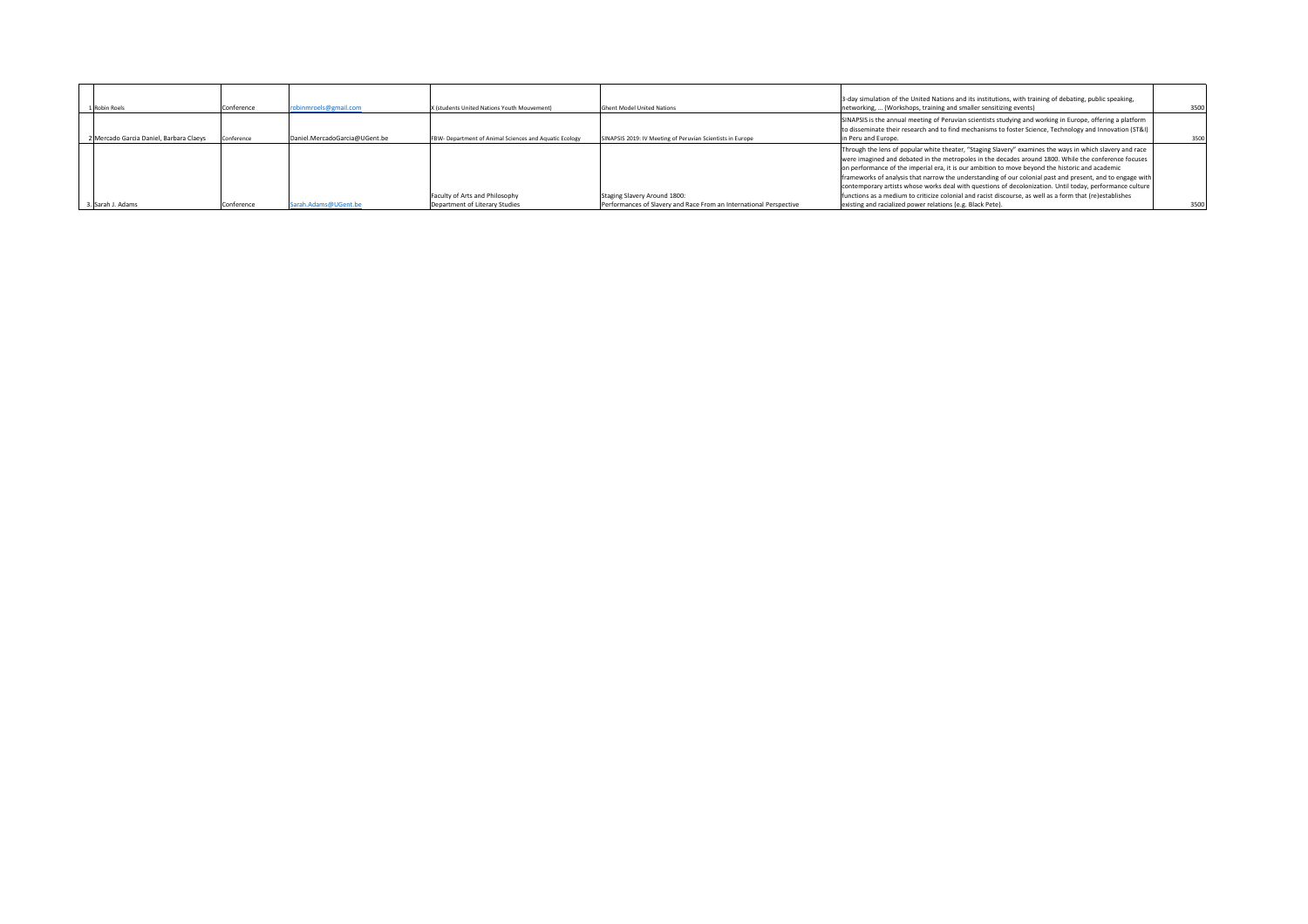| | | | | | | |
|---|---|---|---|---|---|---|
| 1 Robin Roels | Conference | robinmroels@gmail.com | X (students United Nations Youth Mouvement) | Ghent Model United Nations | 3-day simulation of the United Nations and its institutions, with training of debating, public speaking, networking, ... (Workshops, training and smaller sensitizing events) | 3500 |
| 2 Mercado Garcia Daniel, Barbara Claeys | Conference | Daniel.MercadoGarcia@UGent.be | FBW- Department of Animal Sciences and Aquatic Ecology | SINAPSIS 2019: IV Meeting of Peruvian Scientists in Europe | SINAPSIS is the annual meeting of Peruvian scientists studying and working in Europe, offering a platform to disseminate their research and to find mechanisms to foster Science, Technology and Innovation (ST&I) in Peru and Europe. | 3500 |
| 3. Sarah J. Adams | Conference | Sarah.Adams@UGent.be | Faculty of Arts and Philosophy<br>Department of Literary Studies | Staging Slavery Around 1800:<br>Performances of Slavery and Race From an International Perspective | Through the lens of popular white theater, "Staging Slavery" examines the ways in which slavery and race were imagined and debated in the metropoles in the decades around 1800. While the conference focuses on performance of the imperial era, it is our ambition to move beyond the historic and academic frameworks of analysis that narrow the understanding of our colonial past and present, and to engage with contemporary artists whose works deal with questions of decolonization. Until today, performance culture functions as a medium to criticize colonial and racist discourse, as well as a form that (re)establishes existing and racialized power relations (e.g. Black Pete). | 3500 |